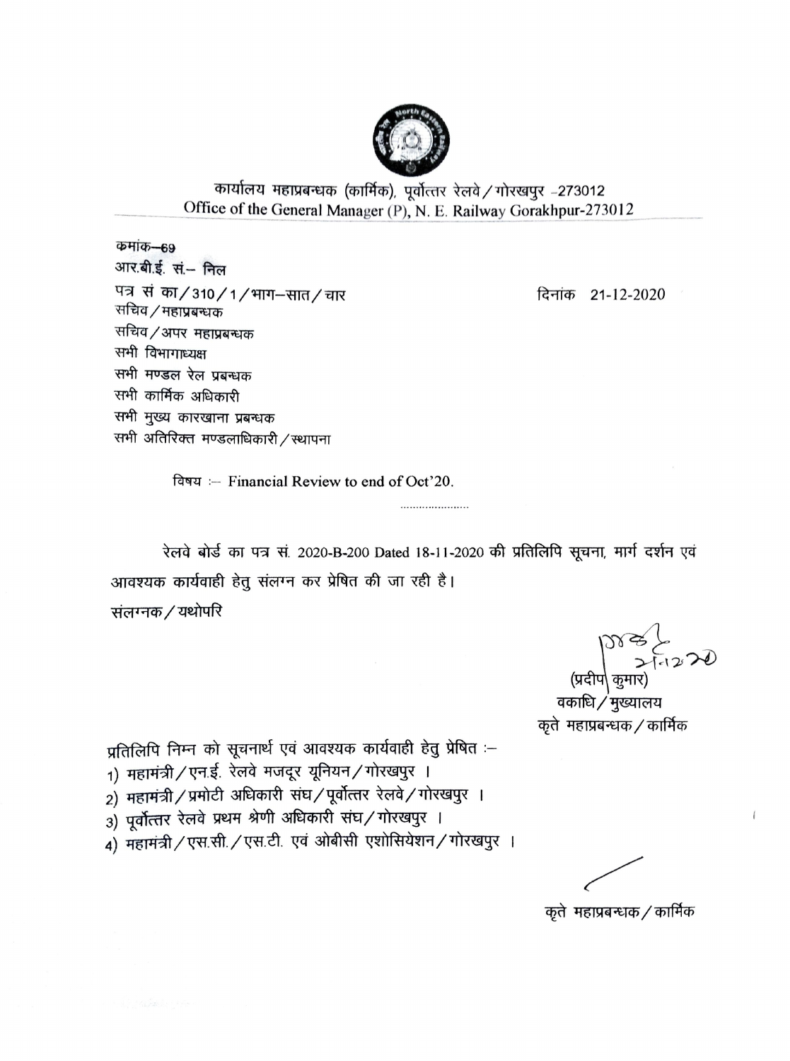कार्यालय महाप्रबन्धक (कार्मिक), पूर्वोत्तर रेलवे / गोरखपुर -273012
Office of the General Manager (P), N. E. Railway Gorakhpur-273012

कमांक–69
आर.बी.ई. सं.– निल
पत्र सं का/310/1/भाग–सात/चार

दिनांक 21-12-2020

सचिव/महाप्रबन्धक
सचिव/अपर महाप्रबन्धक
सभी विभागाध्यक्ष
सभी मण्डल रेल प्रबन्धक
सभी कार्मिक अधिकारी
सभी मुख्य कारखाना प्रबन्धक
सभी अतिरिक्त मण्डलाधिकारी/स्थापना

विषय :– Financial Review to end of Oct'20.

......................

रेलवे बोर्ड का पत्र सं. 2020-B-200 Dated 18-11-2020 की प्रतिलिपि सूचना, मार्ग दर्शन एवं आवश्यक कार्यवाही हेतु संलग्न कर प्रेषित की जा रही है।

संलग्नक/यथोपरि

(प्रदीप कुमार)
वकाधि/मुख्यालय
कृते महाप्रबन्धक/कार्मिक

प्रतिलिपि निम्न को सूचनार्थ एवं आवश्यक कार्यवाही हेतु प्रेषित :–

1) महामंत्री/एन.ई. रेलवे मजदूर यूनियन/गोरखपुर ।
2) महामंत्री/प्रमोटी अधिकारी संघ/पूर्वोत्तर रेलवे/गोरखपुर ।
3) पूर्वोत्तर रेलवे प्रथम श्रेणी अधिकारी संघ/गोरखपुर ।
4) महामंत्री/एस.सी./एस.टी. एवं ओबीसी एशोसियेशन/गोरखपुर ।

कृते महाप्रबन्धक/कार्मिक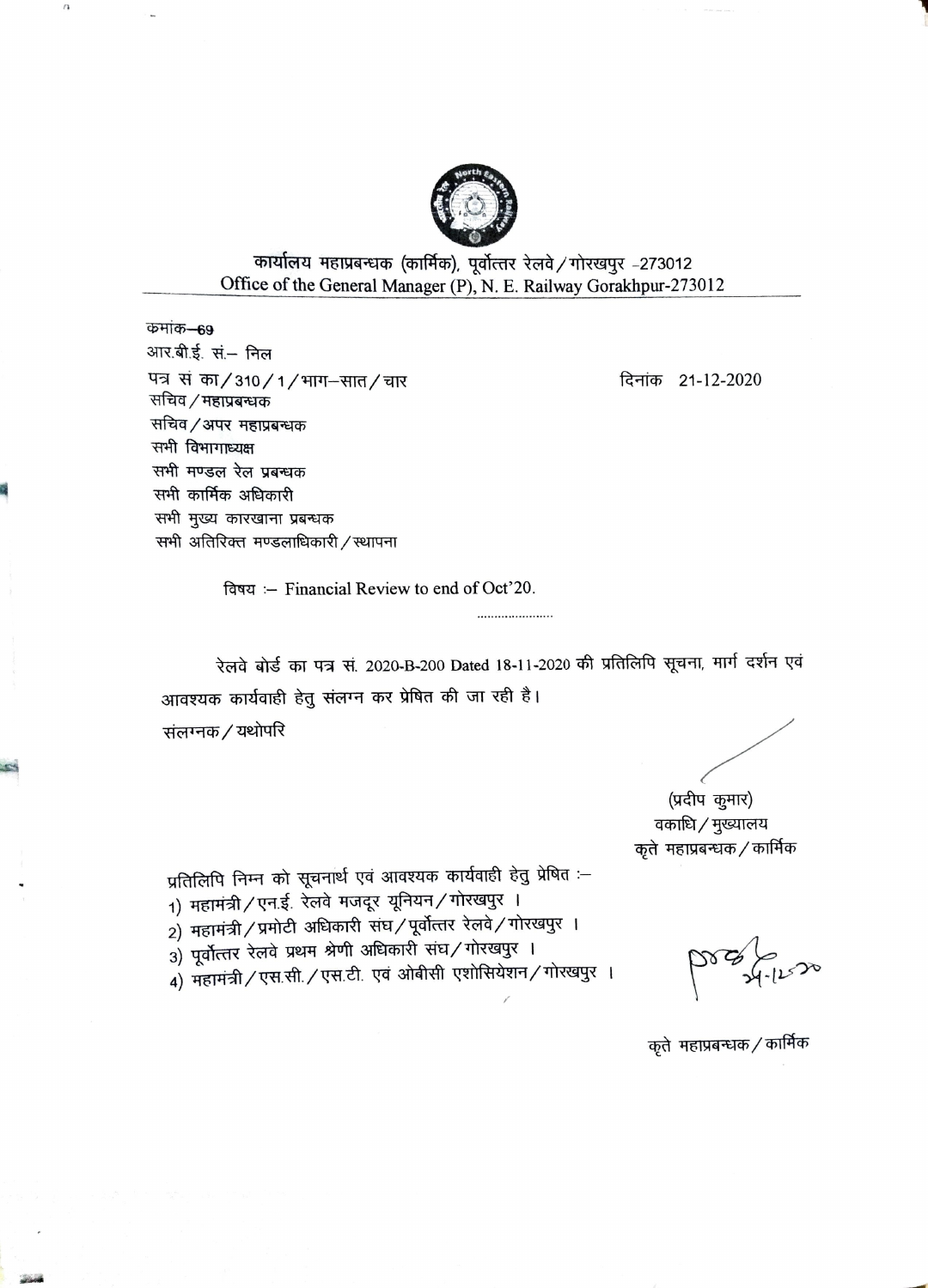कार्यालय महाप्रबन्धक (कार्मिक), पूर्वोत्तर रेलवे / गोरखपुर -273012
Office of the General Manager (P), N. E. Railway Gorakhpur-273012

क्रमांक–69
आर.बी.ई. सं.– निल
पत्र सं का/310/1/भाग–सात/चार

दिनांक 21-12-2020

सचिव / महाप्रबन्धक
सचिव / अपर महाप्रबन्धक
सभी विभागाध्यक्ष
सभी मण्डल रेल प्रबन्धक
सभी कार्मिक अधिकारी
सभी मुख्य कारखाना प्रबन्धक
सभी अतिरिक्त मण्डलाधिकारी / स्थापना

विषय :– Financial Review to end of Oct'20.

......................

रेलवे बोर्ड का पत्र सं. 2020-B-200 Dated 18-11-2020 की प्रतिलिपि सूचना, मार्ग दर्शन एवं आवश्यक कार्यवाही हेतु संलग्न कर प्रेषित की जा रही है।

संलग्नक / यथोपरि

(प्रदीप कुमार)
वकाधि / मुख्यालय
कृते महाप्रबन्धक / कार्मिक

प्रतिलिपि निम्न को सूचनार्थ एवं आवश्यक कार्यवाही हेतु प्रेषित :–

1) महामंत्री / एन.ई. रेलवे मजदूर यूनियन / गोरखपुर ।
2) महामंत्री / प्रमोटी अधिकारी संघ / पूर्वोत्तर रेलवे / गोरखपुर ।
3) पूर्वोत्तर रेलवे प्रथम श्रेणी अधिकारी संघ / गोरखपुर ।
4) महामंत्री / एस.सी. / एस.टी. एवं ओबीसी एशोसियेशन / गोरखपुर ।

कृते महाप्रबन्धक / कार्मिक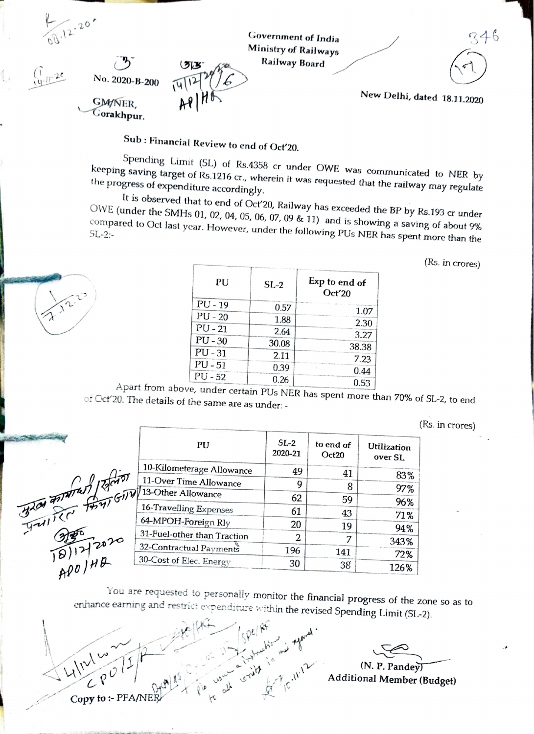Government of India
Ministry of Railways
Railway Board

No. 2020-B-200

New Delhi, dated 18.11.2020

GM/NER,
Gorakhpur.

**Sub : Financial Review to end of Oct'20.**

Spending Limit (SL) of Rs.4358 cr under OWE was communicated to NER by keeping saving target of Rs.1216 cr., wherein it was requested that the railway may regulate the progress of expenditure accordingly.

It is observed that to end of Oct'20, Railway has exceeded the BP by Rs.193 cr under OWE (under the SMHs 01, 02, 04, 05, 06, 07, 09 & 11) and is showing a saving of about 9% compared to Oct last year. However, under the following PUs NER has spent more than the SL-2:-

(Rs. in crores)

| PU | SL-2 | Exp to end of Oct'20 |
|---|---|---|
| PU - 19 | 0.57 | 1.07 |
| PU - 20 | 1.88 | 2.30 |
| PU - 21 | 2.64 | 3.27 |
| PU - 30 | 30.08 | 38.38 |
| PU - 31 | 2.11 | 7.23 |
| PU - 51 | 0.39 | 0.44 |
| PU - 52 | 0.26 | 0.53 |

Apart from above, under certain PUs NER has spent more than 70% of SL-2, to end of Oct'20. The details of the same are as under: -

(Rs. in crores)

| PU | SL-2 2020-21 | to end of Oct20 | Utilization over SL |
|---|---|---|---|
| 10-Kilometerage Allowance | 49 | 41 | 83% |
| 11-Over Time Allowance | 9 | 8 | 97% |
| 13-Other Allowance | 62 | 59 | 96% |
| 16-Travelling Expenses | 61 | 43 | 71% |
| 64-MPOH-Foreign Rly | 20 | 19 | 94% |
| 31-Fuel-other than Traction | 2 | 7 | 343% |
| 32-Contractual Payments | 196 | 141 | 72% |
| 30-Cost of Elec. Energy | 30 | 38 | 126% |

You are requested to personally monitor the financial progress of the zone so as to enhance earning and restrict expenditure within the revised Spending Limit (SL-2).

(N. P. Pandey)
Additional Member (Budget)

Copy to :- PFA/NER